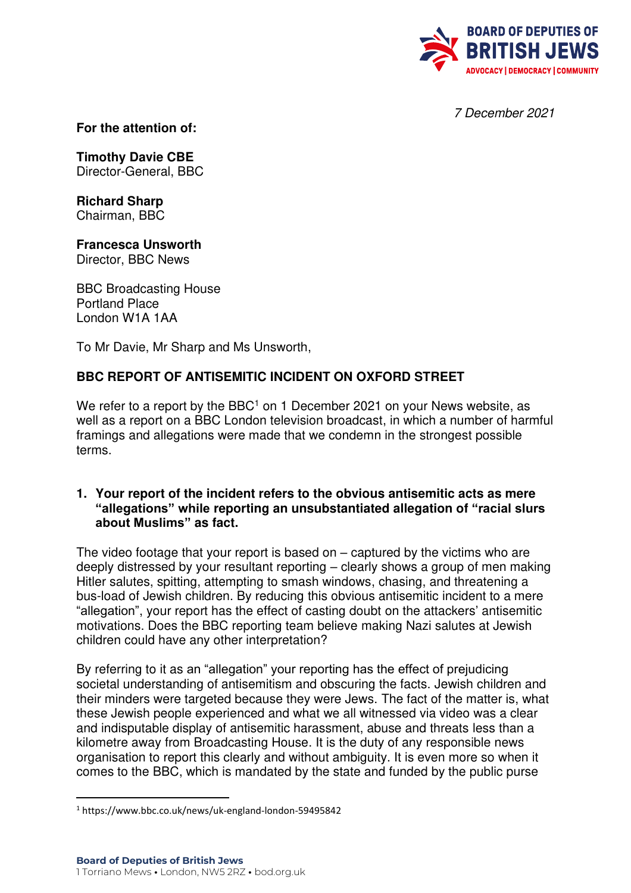BOARD OF DEPUTIES OF BRITISH JEWS
ADVOCACY | DEMOCRACY | COMMUNITY

*7 December 2021*

**For the attention of:**

**Timothy Davie CBE**
Director-General, BBC

**Richard Sharp**
Chairman, BBC

**Francesca Unsworth**
Director, BBC News

BBC Broadcasting House
Portland Place
London W1A 1AA

To Mr Davie, Mr Sharp and Ms Unsworth,

**BBC REPORT OF ANTISEMITIC INCIDENT ON OXFORD STREET**

We refer to a report by the BBC[1] on 1 December 2021 on your News website, as well as a report on a BBC London television broadcast, in which a number of harmful framings and allegations were made that we condemn in the strongest possible terms.

1. **Your report of the incident refers to the obvious antisemitic acts as mere "allegations" while reporting an unsubstantiated allegation of "racial slurs about Muslims" as fact.**

The video footage that your report is based on – captured by the victims who are deeply distressed by your resultant reporting – clearly shows a group of men making Hitler salutes, spitting, attempting to smash windows, chasing, and threatening a bus-load of Jewish children. By reducing this obvious antisemitic incident to a mere "allegation", your report has the effect of casting doubt on the attackers' antisemitic motivations. Does the BBC reporting team believe making Nazi salutes at Jewish children could have any other interpretation?

By referring to it as an "allegation" your reporting has the effect of prejudicing societal understanding of antisemitism and obscuring the facts. Jewish children and their minders were targeted because they were Jews. The fact of the matter is, what these Jewish people experienced and what we all witnessed via video was a clear and indisputable display of antisemitic harassment, abuse and threats less than a kilometre away from Broadcasting House. It is the duty of any responsible news organisation to report this clearly and without ambiguity. It is even more so when it comes to the BBC, which is mandated by the state and funded by the public purse

[1] https://www.bbc.co.uk/news/uk-england-london-59495842

**Board of Deputies of British Jews**
1 Torriano Mews • London, NW5 2RZ • bod.org.uk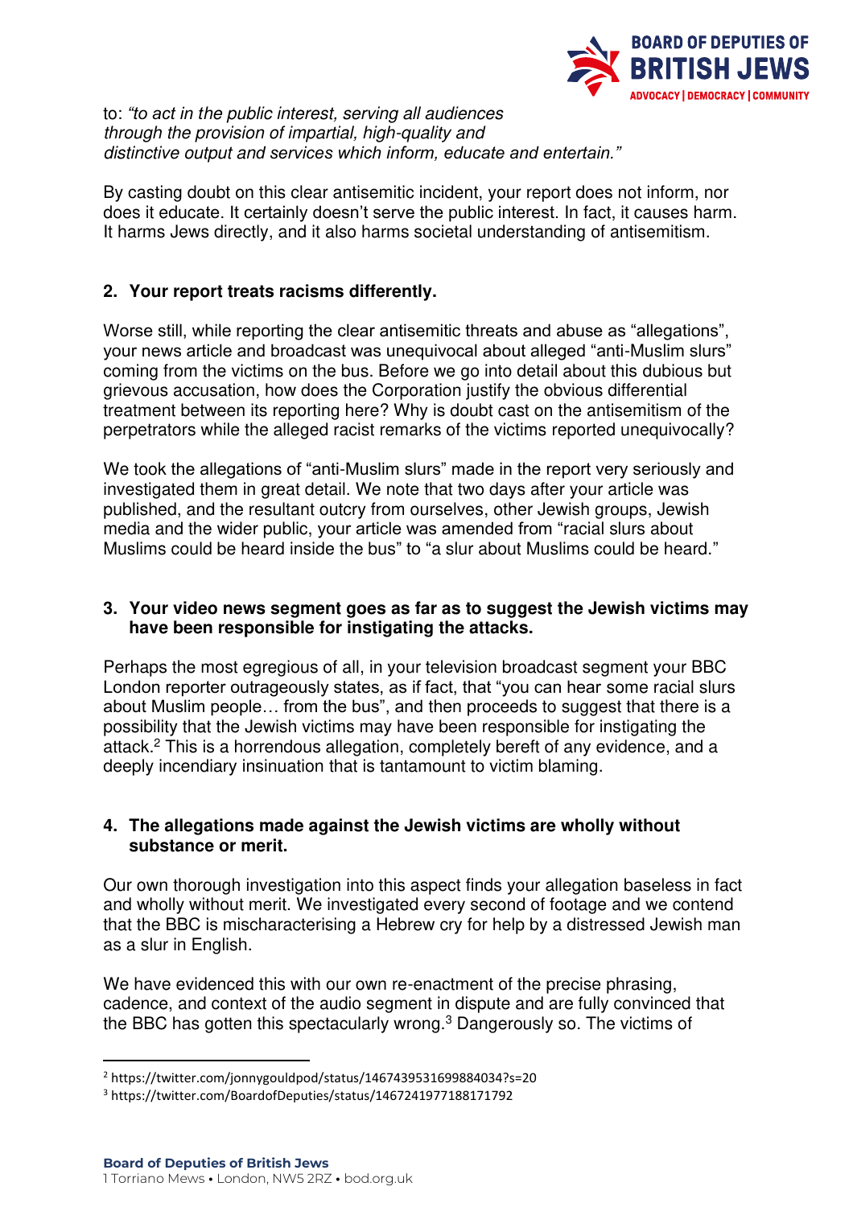to: *"to act in the public interest, serving all audiences through the provision of impartial, high-quality and distinctive output and services which inform, educate and entertain."*

By casting doubt on this clear antisemitic incident, your report does not inform, nor does it educate. It certainly doesn't serve the public interest. In fact, it causes harm. It harms Jews directly, and it also harms societal understanding of antisemitism.

**2. Your report treats racisms differently.**

Worse still, while reporting the clear antisemitic threats and abuse as "allegations", your news article and broadcast was unequivocal about alleged "anti-Muslim slurs" coming from the victims on the bus. Before we go into detail about this dubious but grievous accusation, how does the Corporation justify the obvious differential treatment between its reporting here? Why is doubt cast on the antisemitism of the perpetrators while the alleged racist remarks of the victims reported unequivocally?

We took the allegations of "anti-Muslim slurs" made in the report very seriously and investigated them in great detail. We note that two days after your article was published, and the resultant outcry from ourselves, other Jewish groups, Jewish media and the wider public, your article was amended from "racial slurs about Muslims could be heard inside the bus" to "a slur about Muslims could be heard."

**3. Your video news segment goes as far as to suggest the Jewish victims may have been responsible for instigating the attacks.**

Perhaps the most egregious of all, in your television broadcast segment your BBC London reporter outrageously states, as if fact, that "you can hear some racial slurs about Muslim people… from the bus", and then proceeds to suggest that there is a possibility that the Jewish victims may have been responsible for instigating the attack.[2] This is a horrendous allegation, completely bereft of any evidence, and a deeply incendiary insinuation that is tantamount to victim blaming.

**4. The allegations made against the Jewish victims are wholly without substance or merit.**

Our own thorough investigation into this aspect finds your allegation baseless in fact and wholly without merit. We investigated every second of footage and we contend that the BBC is mischaracterising a Hebrew cry for help by a distressed Jewish man as a slur in English.

We have evidenced this with our own re-enactment of the precise phrasing, cadence, and context of the audio segment in dispute and are fully convinced that the BBC has gotten this spectacularly wrong.[3] Dangerously so. The victims of

[2] https://twitter.com/jonnygouldpod/status/1467439531699884034?s=20

[3] https://twitter.com/BoardofDeputies/status/1467241977188171792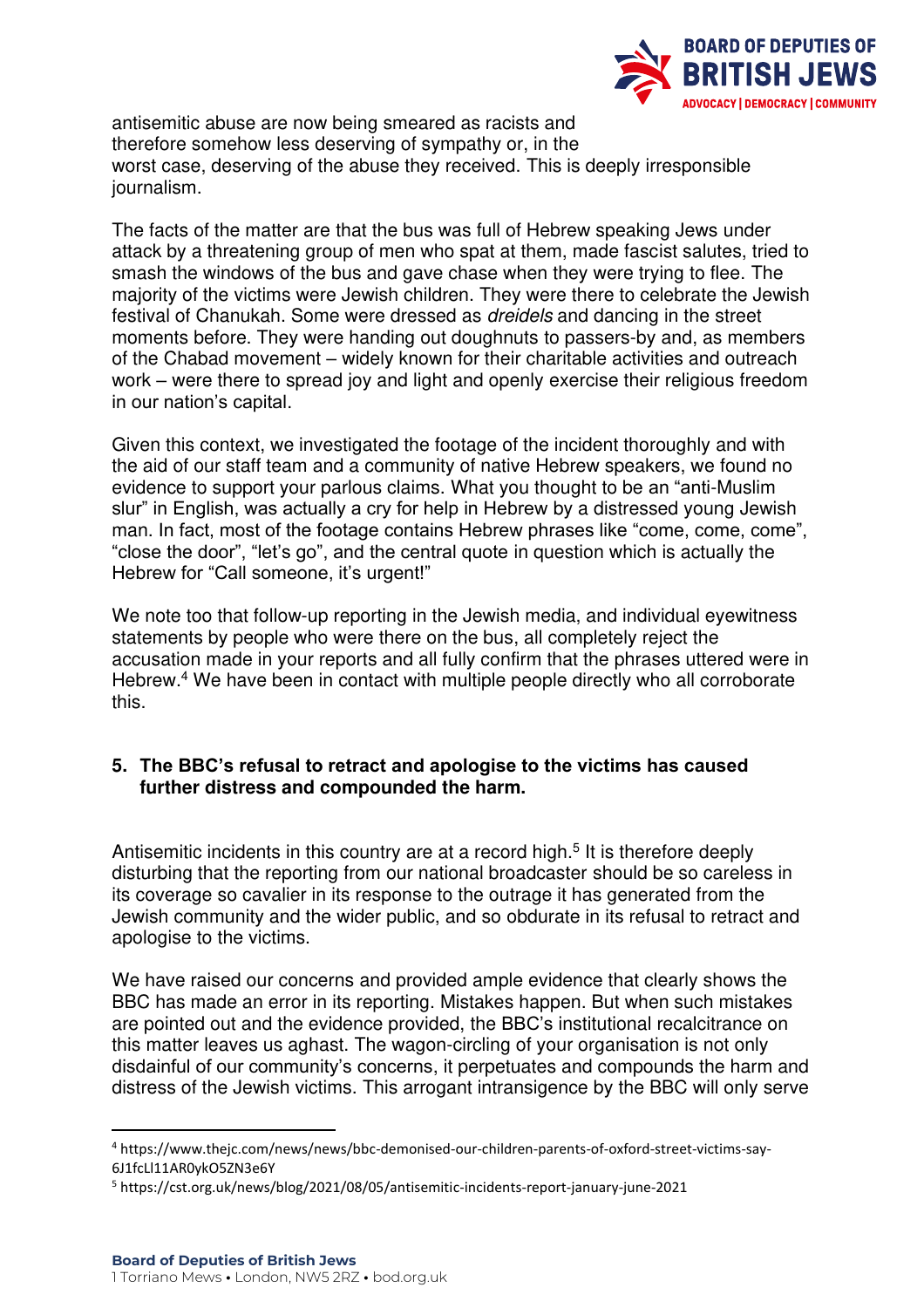antisemitic abuse are now being smeared as racists and therefore somehow less deserving of sympathy or, in the worst case, deserving of the abuse they received. This is deeply irresponsible journalism.

The facts of the matter are that the bus was full of Hebrew speaking Jews under attack by a threatening group of men who spat at them, made fascist salutes, tried to smash the windows of the bus and gave chase when they were trying to flee. The majority of the victims were Jewish children. They were there to celebrate the Jewish festival of Chanukah. Some were dressed as *dreidels* and dancing in the street moments before. They were handing out doughnuts to passers-by and, as members of the Chabad movement – widely known for their charitable activities and outreach work – were there to spread joy and light and openly exercise their religious freedom in our nation's capital.

Given this context, we investigated the footage of the incident thoroughly and with the aid of our staff team and a community of native Hebrew speakers, we found no evidence to support your parlous claims. What you thought to be an "anti-Muslim slur" in English, was actually a cry for help in Hebrew by a distressed young Jewish man. In fact, most of the footage contains Hebrew phrases like "come, come, come", "close the door", "let's go", and the central quote in question which is actually the Hebrew for "Call someone, it's urgent!"

We note too that follow-up reporting in the Jewish media, and individual eyewitness statements by people who were there on the bus, all completely reject the accusation made in your reports and all fully confirm that the phrases uttered were in Hebrew.[4] We have been in contact with multiple people directly who all corroborate this.

## 5. The BBC's refusal to retract and apologise to the victims has caused further distress and compounded the harm.

Antisemitic incidents in this country are at a record high.[5] It is therefore deeply disturbing that the reporting from our national broadcaster should be so careless in its coverage so cavalier in its response to the outrage it has generated from the Jewish community and the wider public, and so obdurate in its refusal to retract and apologise to the victims.

We have raised our concerns and provided ample evidence that clearly shows the BBC has made an error in its reporting. Mistakes happen. But when such mistakes are pointed out and the evidence provided, the BBC's institutional recalcitrance on this matter leaves us aghast. The wagon-circling of your organisation is not only disdainful of our community's concerns, it perpetuates and compounds the harm and distress of the Jewish victims. This arrogant intransigence by the BBC will only serve

---

[4] https://www.thejc.com/news/news/bbc-demonised-our-children-parents-of-oxford-street-victims-say-6J1fcLl11AR0ykO5ZN3e6Y

[5] https://cst.org.uk/news/blog/2021/08/05/antisemitic-incidents-report-january-june-2021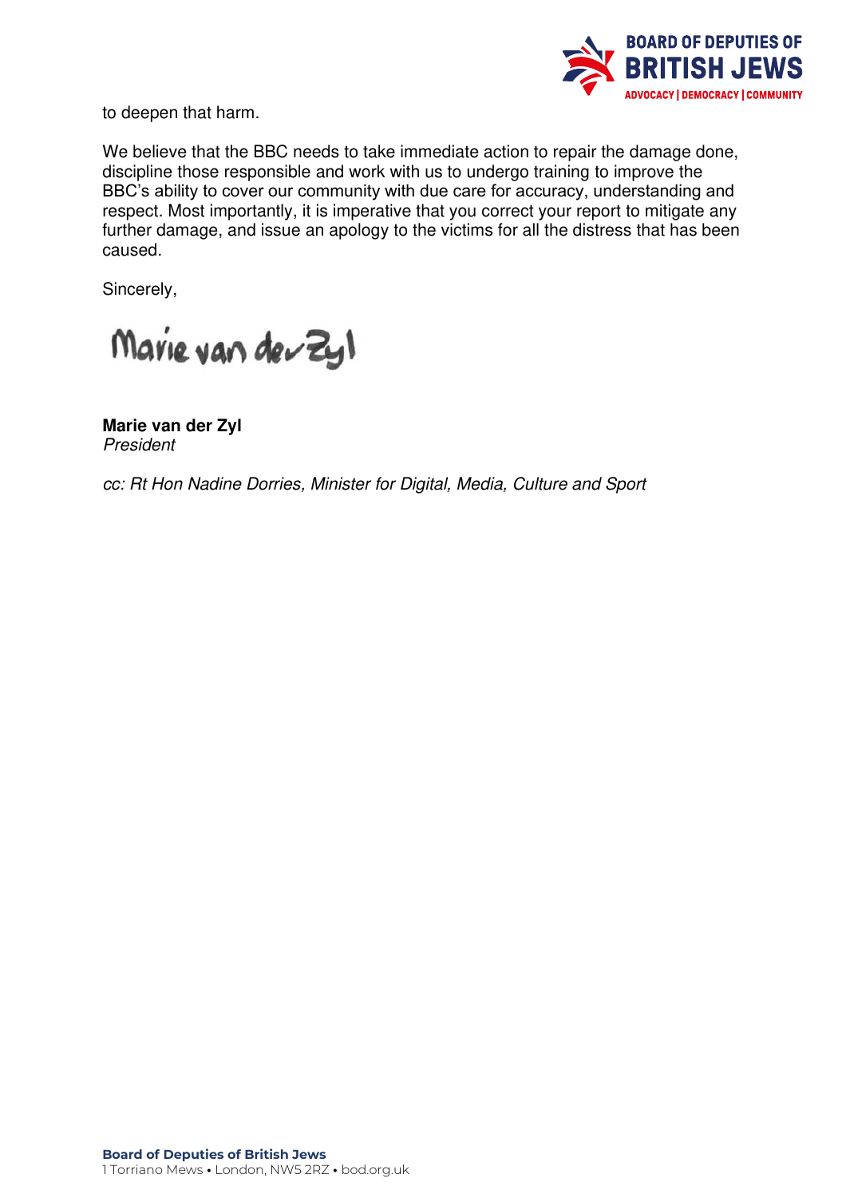to deepen that harm.

We believe that the BBC needs to take immediate action to repair the damage done, discipline those responsible and work with us to undergo training to improve the BBC's ability to cover our community with due care for accuracy, understanding and respect. Most importantly, it is imperative that you correct your report to mitigate any further damage, and issue an apology to the victims for all the distress that has been caused.

Sincerely,

Marie van der Zyl

**Marie van der Zyl**
*President*

*cc: Rt Hon Nadine Dorries, Minister for Digital, Media, Culture and Sport*